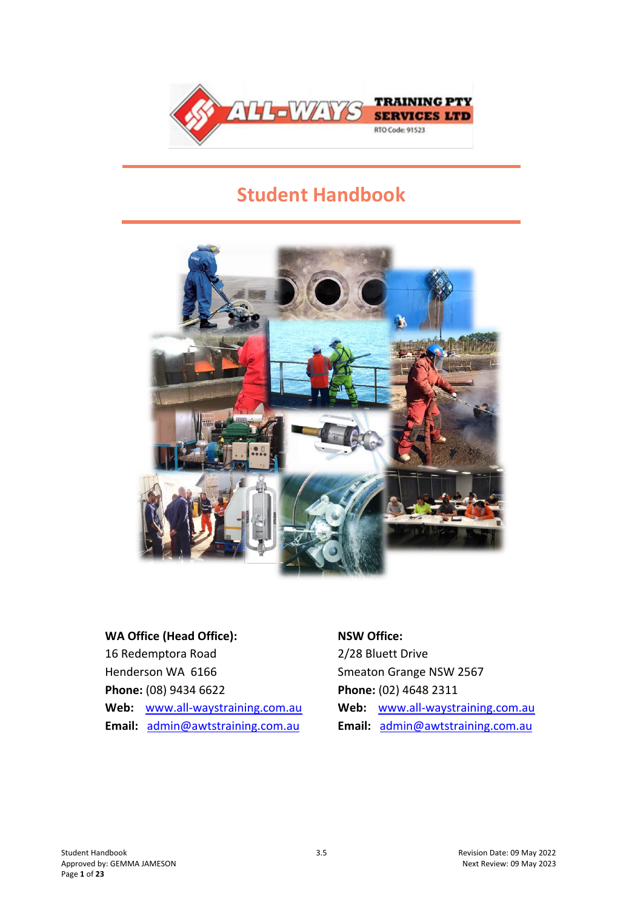# Student Handbook

**WA Office (Head Office):**
16 Redemptora Road
Henderson WA 6166
**Phone:** (08) 9434 6622
**Web:** www.all-waystraining.com.au
**Email:** admin@awtstraining.com.au

**NSW Office:**
2/28 Bluett Drive
Smeaton Grange NSW 2567
**Phone:** (02) 4648 2311
**Web:** www.all-waystraining.com.au
**Email:** admin@awtstraining.com.au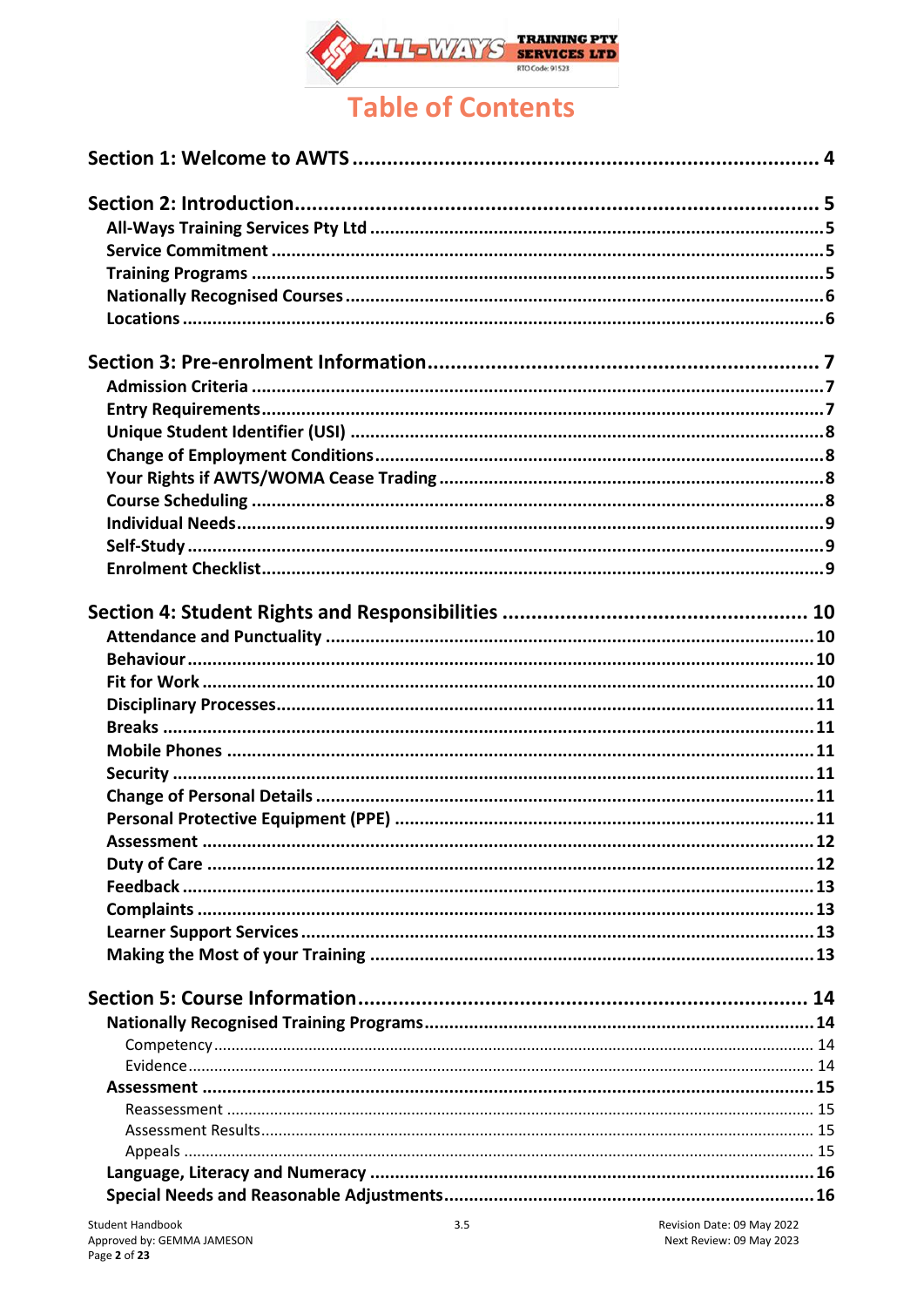# Table of Contents

**Section 1: Welcome to AWTS** ........ 4

**Section 2: Introduction** ........ 5

- **All-Ways Training Services Pty Ltd** ........ 5
- **Service Commitment** ........ 5
- **Training Programs** ........ 5
- **Nationally Recognised Courses** ........ 6
- **Locations** ........ 6

**Section 3: Pre-enrolment Information** ........ 7

- **Admission Criteria** ........ 7
- **Entry Requirements** ........ 7
- **Unique Student Identifier (USI)** ........ 8
- **Change of Employment Conditions** ........ 8
- **Your Rights if AWTS/WOMA Cease Trading** ........ 8
- **Course Scheduling** ........ 8
- **Individual Needs** ........ 9
- **Self-Study** ........ 9
- **Enrolment Checklist** ........ 9

**Section 4: Student Rights and Responsibilities** ........ 10

- **Attendance and Punctuality** ........ 10
- **Behaviour** ........ 10
- **Fit for Work** ........ 10
- **Disciplinary Processes** ........ 11
- **Breaks** ........ 11
- **Mobile Phones** ........ 11
- **Security** ........ 11
- **Change of Personal Details** ........ 11
- **Personal Protective Equipment (PPE)** ........ 11
- **Assessment** ........ 12
- **Duty of Care** ........ 12
- **Feedback** ........ 13
- **Complaints** ........ 13
- **Learner Support Services** ........ 13
- **Making the Most of your Training** ........ 13

**Section 5: Course Information** ........ 14

- **Nationally Recognised Training Programs** ........ 14
  - Competency ........ 14
  - Evidence ........ 14
- **Assessment** ........ 15
  - Reassessment ........ 15
  - Assessment Results ........ 15
  - Appeals ........ 15
- **Language, Literacy and Numeracy** ........ 16
- **Special Needs and Reasonable Adjustments** ........ 16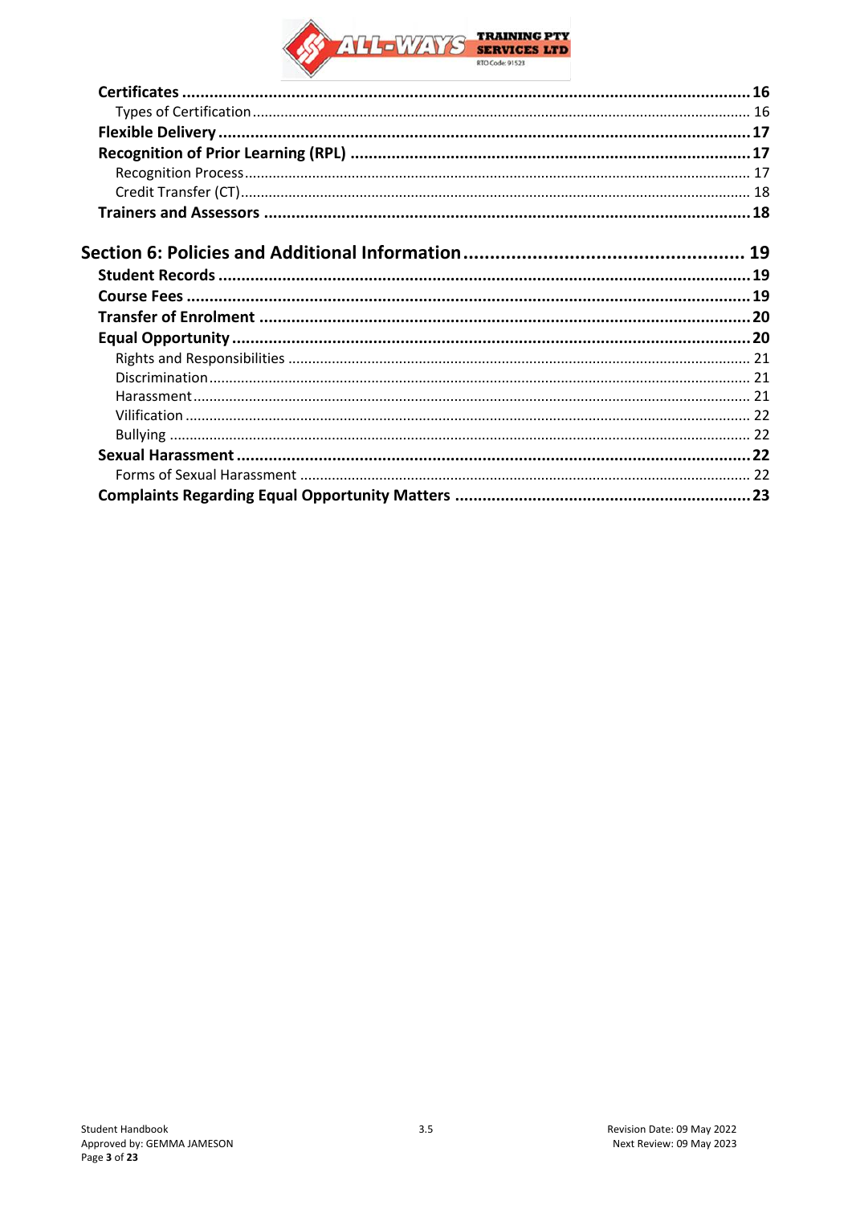**Certificates** ........ 16

  Types of Certification ........ 16

**Flexible Delivery** ........ 17

**Recognition of Prior Learning (RPL)** ........ 17

  Recognition Process ........ 17

  Credit Transfer (CT) ........ 18

**Trainers and Assessors** ........ 18

**Section 6: Policies and Additional Information** ........ 19

**Student Records** ........ 19

**Course Fees** ........ 19

**Transfer of Enrolment** ........ 20

**Equal Opportunity** ........ 20

  Rights and Responsibilities ........ 21

  Discrimination ........ 21

  Harassment ........ 21

  Vilification ........ 22

  Bullying ........ 22

**Sexual Harassment** ........ 22

  Forms of Sexual Harassment ........ 22

**Complaints Regarding Equal Opportunity Matters** ........ 23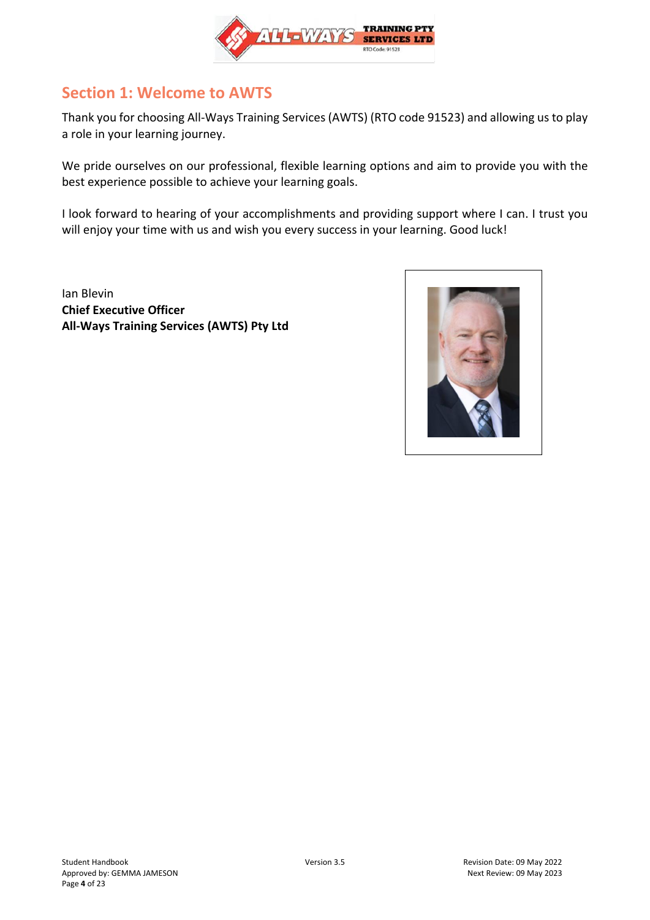## Section 1: Welcome to AWTS

Thank you for choosing All-Ways Training Services (AWTS) (RTO code 91523) and allowing us to play a role in your learning journey.

We pride ourselves on our professional, flexible learning options and aim to provide you with the best experience possible to achieve your learning goals.

I look forward to hearing of your accomplishments and providing support where I can. I trust you will enjoy your time with us and wish you every success in your learning. Good luck!

Ian Blevin
**Chief Executive Officer**
**All-Ways Training Services (AWTS) Pty Ltd**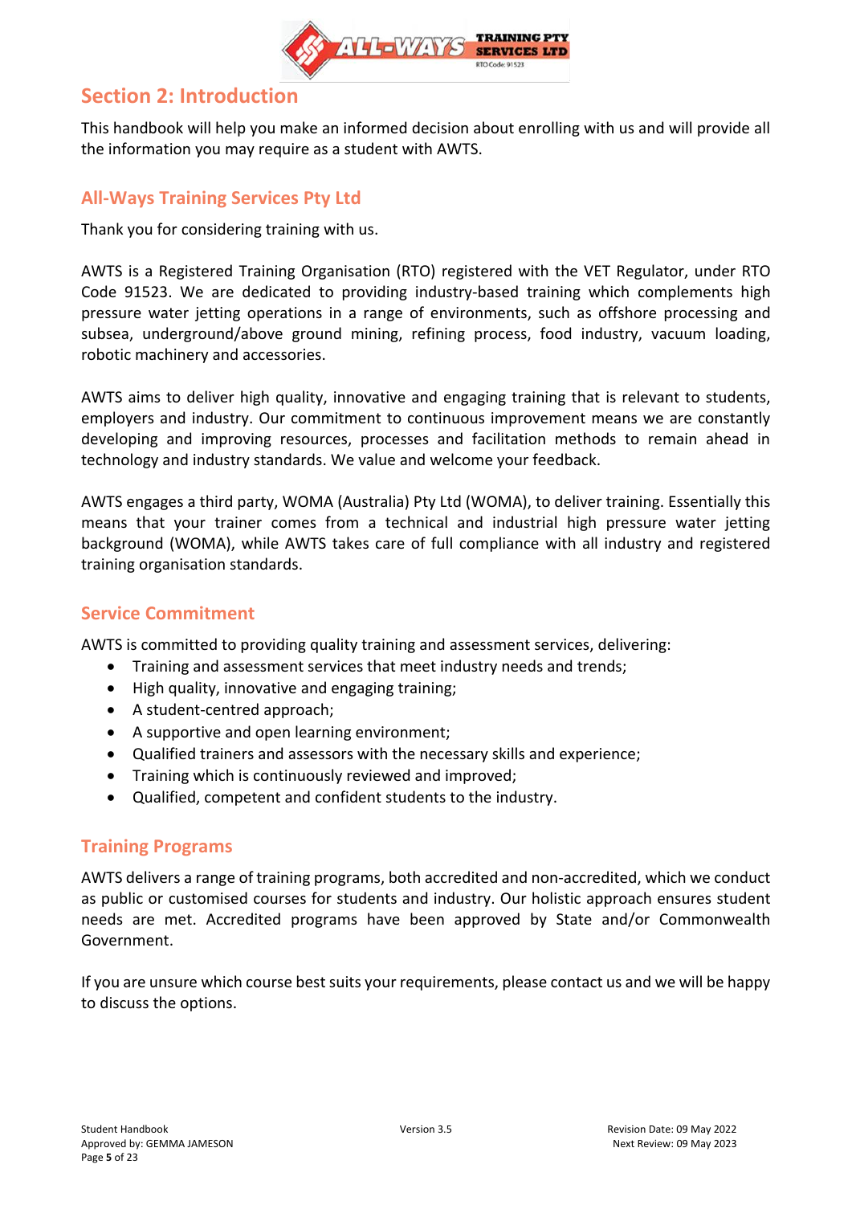## Section 2: Introduction

This handbook will help you make an informed decision about enrolling with us and will provide all the information you may require as a student with AWTS.

### All-Ways Training Services Pty Ltd

Thank you for considering training with us.

AWTS is a Registered Training Organisation (RTO) registered with the VET Regulator, under RTO Code 91523. We are dedicated to providing industry-based training which complements high pressure water jetting operations in a range of environments, such as offshore processing and subsea, underground/above ground mining, refining process, food industry, vacuum loading, robotic machinery and accessories.

AWTS aims to deliver high quality, innovative and engaging training that is relevant to students, employers and industry. Our commitment to continuous improvement means we are constantly developing and improving resources, processes and facilitation methods to remain ahead in technology and industry standards. We value and welcome your feedback.

AWTS engages a third party, WOMA (Australia) Pty Ltd (WOMA), to deliver training. Essentially this means that your trainer comes from a technical and industrial high pressure water jetting background (WOMA), while AWTS takes care of full compliance with all industry and registered training organisation standards.

### Service Commitment

AWTS is committed to providing quality training and assessment services, delivering:

- Training and assessment services that meet industry needs and trends;
- High quality, innovative and engaging training;
- A student-centred approach;
- A supportive and open learning environment;
- Qualified trainers and assessors with the necessary skills and experience;
- Training which is continuously reviewed and improved;
- Qualified, competent and confident students to the industry.

### Training Programs

AWTS delivers a range of training programs, both accredited and non-accredited, which we conduct as public or customised courses for students and industry. Our holistic approach ensures student needs are met. Accredited programs have been approved by State and/or Commonwealth Government.

If you are unsure which course best suits your requirements, please contact us and we will be happy to discuss the options.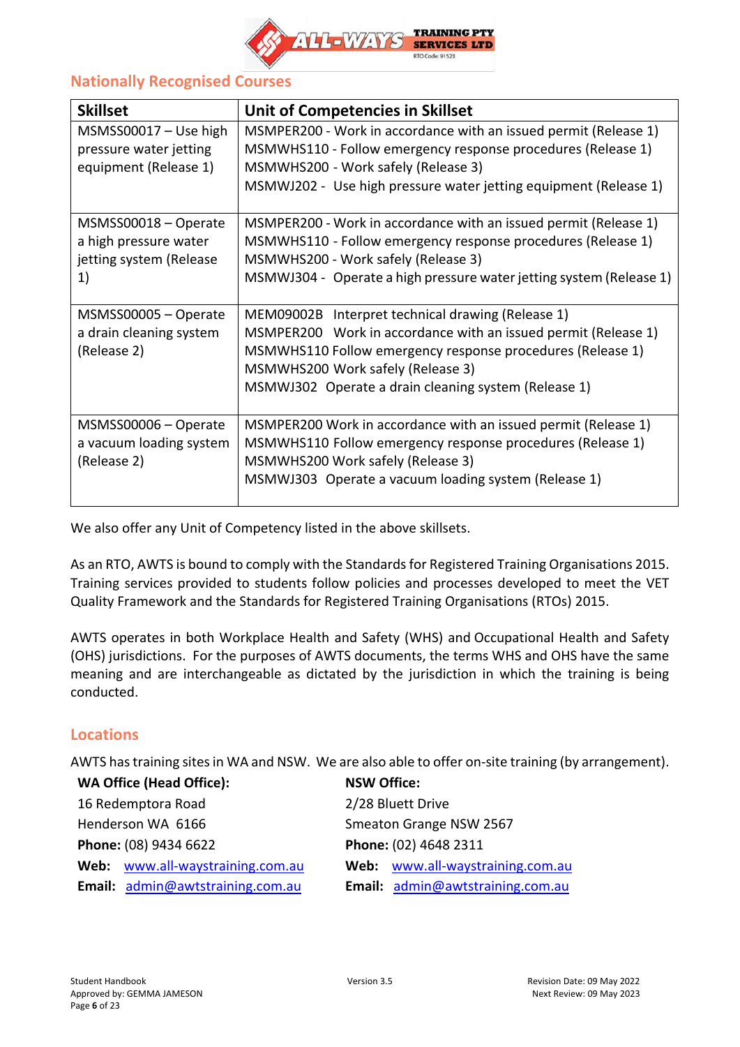## Nationally Recognised Courses

| Skillset | Unit of Competencies in Skillset |
|---|---|
| MSMSS00017 – Use high pressure water jetting equipment (Release 1) | MSMPER200 - Work in accordance with an issued permit (Release 1)<br>MSMWHS110 - Follow emergency response procedures (Release 1)<br>MSMWHS200 - Work safely (Release 3)<br>MSMWJ202 - Use high pressure water jetting equipment (Release 1) |
| MSMSS00018 – Operate a high pressure water jetting system (Release 1) | MSMPER200 - Work in accordance with an issued permit (Release 1)<br>MSMWHS110 - Follow emergency response procedures (Release 1)<br>MSMWHS200 - Work safely (Release 3)<br>MSMWJ304 - Operate a high pressure water jetting system (Release 1) |
| MSMSS00005 – Operate a drain cleaning system (Release 2) | MEM09002B Interpret technical drawing (Release 1)<br>MSMPER200 Work in accordance with an issued permit (Release 1)<br>MSMWHS110 Follow emergency response procedures (Release 1)<br>MSMWHS200 Work safely (Release 3)<br>MSMWJ302 Operate a drain cleaning system (Release 1) |
| MSMSS00006 – Operate a vacuum loading system (Release 2) | MSMPER200 Work in accordance with an issued permit (Release 1)<br>MSMWHS110 Follow emergency response procedures (Release 1)<br>MSMWHS200 Work safely (Release 3)<br>MSMWJ303 Operate a vacuum loading system (Release 1) |

We also offer any Unit of Competency listed in the above skillsets.

As an RTO, AWTS is bound to comply with the Standards for Registered Training Organisations 2015. Training services provided to students follow policies and processes developed to meet the VET Quality Framework and the Standards for Registered Training Organisations (RTOs) 2015.

AWTS operates in both Workplace Health and Safety (WHS) and Occupational Health and Safety (OHS) jurisdictions. For the purposes of AWTS documents, the terms WHS and OHS have the same meaning and are interchangeable as dictated by the jurisdiction in which the training is being conducted.

## Locations

AWTS has training sites in WA and NSW. We are also able to offer on-site training (by arrangement).

**WA Office (Head Office):**
16 Redemptora Road
Henderson WA 6166
**Phone:** (08) 9434 6622
**Web:** www.all-waystraining.com.au
**Email:** admin@awtstraining.com.au

**NSW Office:**
2/28 Bluett Drive
Smeaton Grange NSW 2567
**Phone:** (02) 4648 2311
**Web:** www.all-waystraining.com.au
**Email:** admin@awtstraining.com.au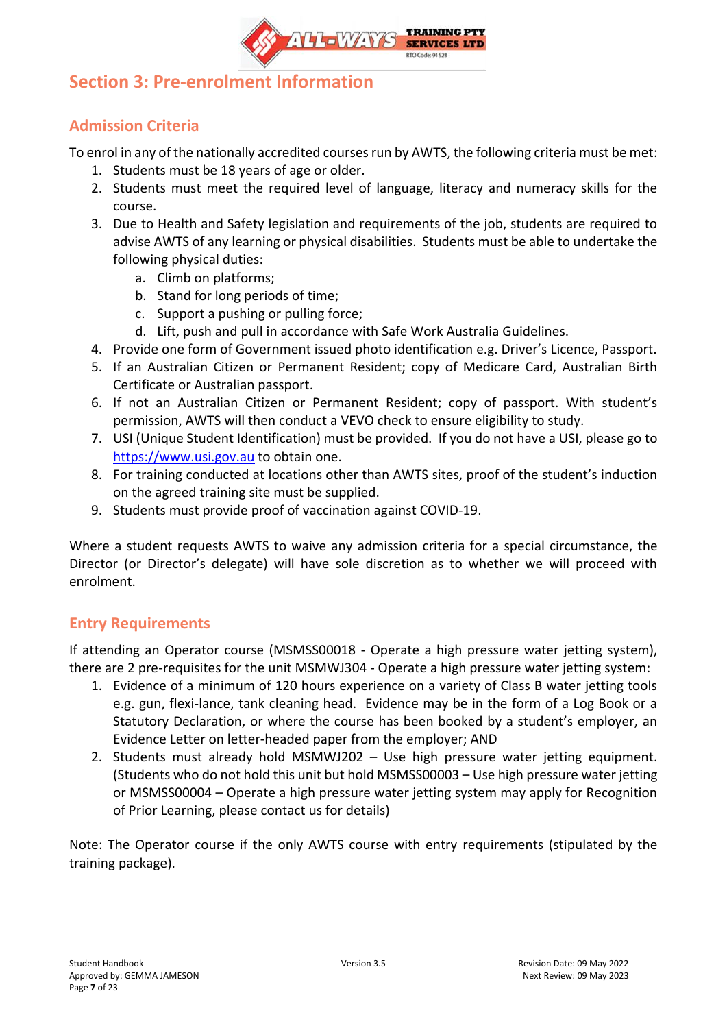## Section 3: Pre-enrolment Information

### Admission Criteria

To enrol in any of the nationally accredited courses run by AWTS, the following criteria must be met:

1. Students must be 18 years of age or older.
2. Students must meet the required level of language, literacy and numeracy skills for the course.
3. Due to Health and Safety legislation and requirements of the job, students are required to advise AWTS of any learning or physical disabilities. Students must be able to undertake the following physical duties:
    a. Climb on platforms;
    b. Stand for long periods of time;
    c. Support a pushing or pulling force;
    d. Lift, push and pull in accordance with Safe Work Australia Guidelines.
4. Provide one form of Government issued photo identification e.g. Driver's Licence, Passport.
5. If an Australian Citizen or Permanent Resident; copy of Medicare Card, Australian Birth Certificate or Australian passport.
6. If not an Australian Citizen or Permanent Resident; copy of passport. With student's permission, AWTS will then conduct a VEVO check to ensure eligibility to study.
7. USI (Unique Student Identification) must be provided. If you do not have a USI, please go to https://www.usi.gov.au to obtain one.
8. For training conducted at locations other than AWTS sites, proof of the student's induction on the agreed training site must be supplied.
9. Students must provide proof of vaccination against COVID-19.

Where a student requests AWTS to waive any admission criteria for a special circumstance, the Director (or Director's delegate) will have sole discretion as to whether we will proceed with enrolment.

### Entry Requirements

If attending an Operator course (MSMSS00018 - Operate a high pressure water jetting system), there are 2 pre-requisites for the unit MSMWJ304 - Operate a high pressure water jetting system:

1. Evidence of a minimum of 120 hours experience on a variety of Class B water jetting tools e.g. gun, flexi-lance, tank cleaning head. Evidence may be in the form of a Log Book or a Statutory Declaration, or where the course has been booked by a student's employer, an Evidence Letter on letter-headed paper from the employer; AND
2. Students must already hold MSMWJ202 – Use high pressure water jetting equipment. (Students who do not hold this unit but hold MSMSS00003 – Use high pressure water jetting or MSMSS00004 – Operate a high pressure water jetting system may apply for Recognition of Prior Learning, please contact us for details)

Note: The Operator course if the only AWTS course with entry requirements (stipulated by the training package).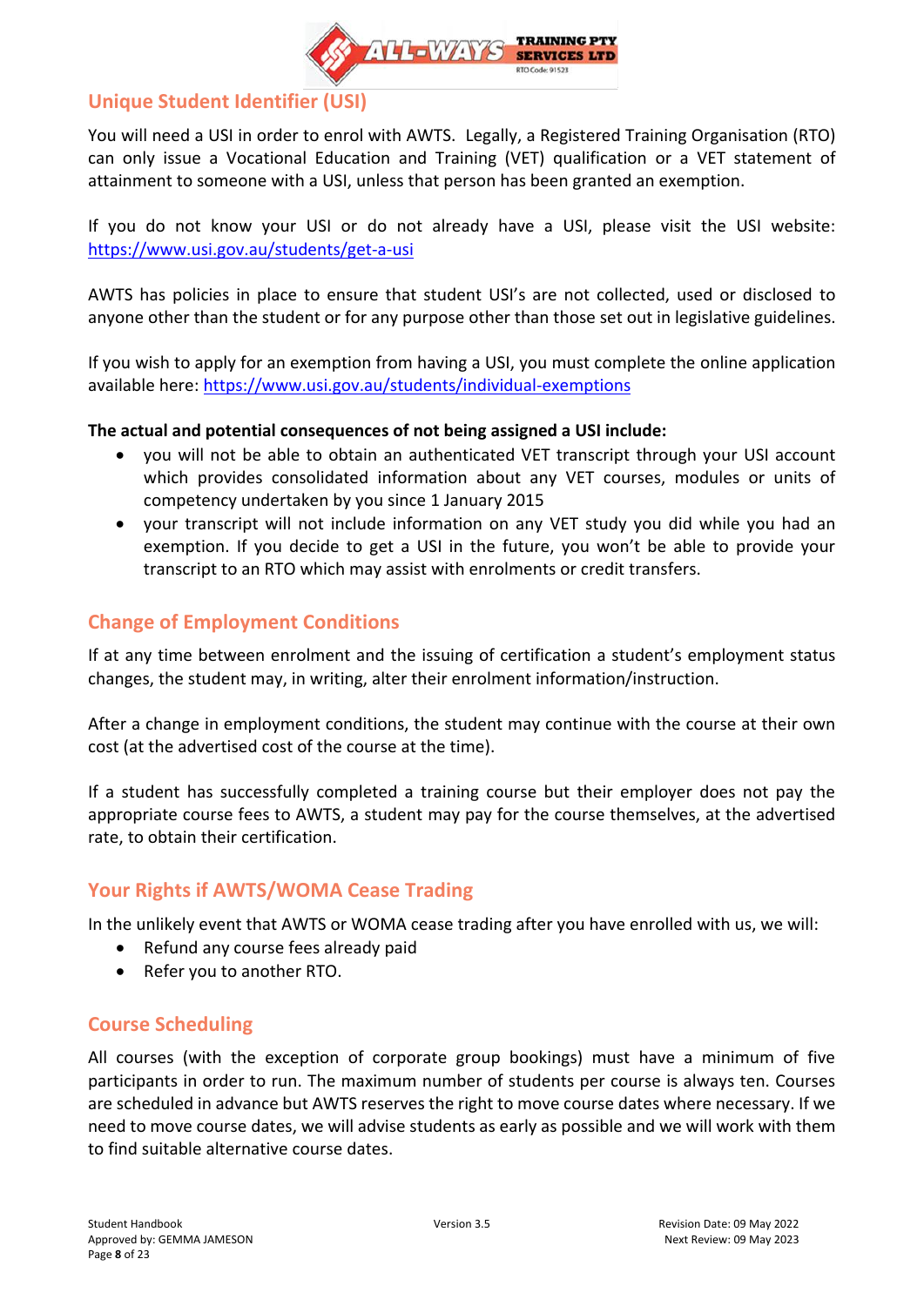## Unique Student Identifier (USI)

You will need a USI in order to enrol with AWTS. Legally, a Registered Training Organisation (RTO) can only issue a Vocational Education and Training (VET) qualification or a VET statement of attainment to someone with a USI, unless that person has been granted an exemption.

If you do not know your USI or do not already have a USI, please visit the USI website: https://www.usi.gov.au/students/get-a-usi

AWTS has policies in place to ensure that student USI's are not collected, used or disclosed to anyone other than the student or for any purpose other than those set out in legislative guidelines.

If you wish to apply for an exemption from having a USI, you must complete the online application available here: https://www.usi.gov.au/students/individual-exemptions

**The actual and potential consequences of not being assigned a USI include:**

- you will not be able to obtain an authenticated VET transcript through your USI account which provides consolidated information about any VET courses, modules or units of competency undertaken by you since 1 January 2015
- your transcript will not include information on any VET study you did while you had an exemption. If you decide to get a USI in the future, you won't be able to provide your transcript to an RTO which may assist with enrolments or credit transfers.

## Change of Employment Conditions

If at any time between enrolment and the issuing of certification a student's employment status changes, the student may, in writing, alter their enrolment information/instruction.

After a change in employment conditions, the student may continue with the course at their own cost (at the advertised cost of the course at the time).

If a student has successfully completed a training course but their employer does not pay the appropriate course fees to AWTS, a student may pay for the course themselves, at the advertised rate, to obtain their certification.

## Your Rights if AWTS/WOMA Cease Trading

In the unlikely event that AWTS or WOMA cease trading after you have enrolled with us, we will:

- Refund any course fees already paid
- Refer you to another RTO.

## Course Scheduling

All courses (with the exception of corporate group bookings) must have a minimum of five participants in order to run. The maximum number of students per course is always ten. Courses are scheduled in advance but AWTS reserves the right to move course dates where necessary. If we need to move course dates, we will advise students as early as possible and we will work with them to find suitable alternative course dates.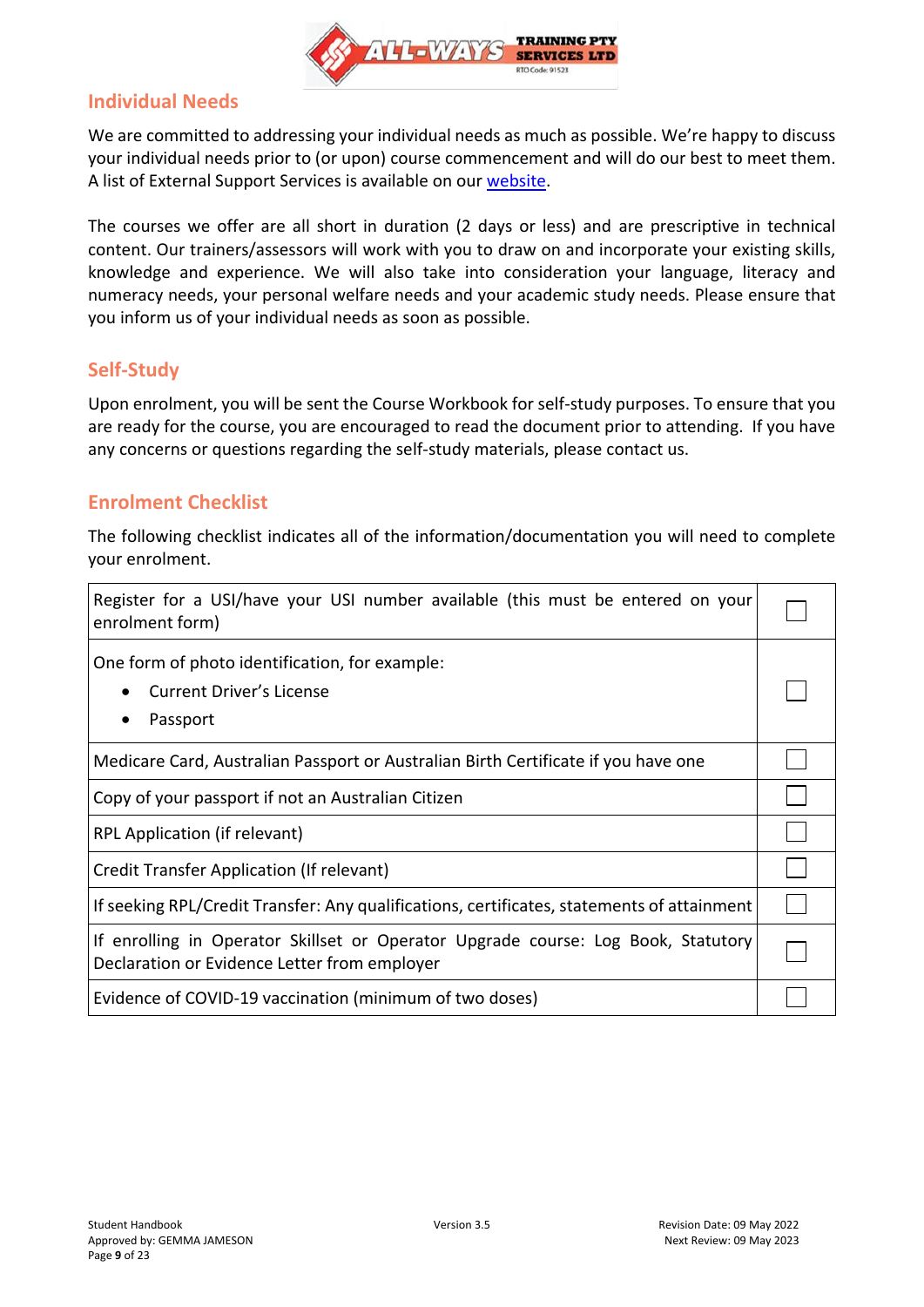## Individual Needs

We are committed to addressing your individual needs as much as possible. We're happy to discuss your individual needs prior to (or upon) course commencement and will do our best to meet them. A list of External Support Services is available on our website.

The courses we offer are all short in duration (2 days or less) and are prescriptive in technical content. Our trainers/assessors will work with you to draw on and incorporate your existing skills, knowledge and experience. We will also take into consideration your language, literacy and numeracy needs, your personal welfare needs and your academic study needs. Please ensure that you inform us of your individual needs as soon as possible.

## Self-Study

Upon enrolment, you will be sent the Course Workbook for self-study purposes. To ensure that you are ready for the course, you are encouraged to read the document prior to attending. If you have any concerns or questions regarding the self-study materials, please contact us.

## Enrolment Checklist

The following checklist indicates all of the information/documentation you will need to complete your enrolment.

| Item | |
|---|---|
| Register for a USI/have your USI number available (this must be entered on your enrolment form) | ☐ |
| One form of photo identification, for example:<br>• Current Driver's License<br>• Passport | ☐ |
| Medicare Card, Australian Passport or Australian Birth Certificate if you have one | ☐ |
| Copy of your passport if not an Australian Citizen | ☐ |
| RPL Application (if relevant) | ☐ |
| Credit Transfer Application (If relevant) | ☐ |
| If seeking RPL/Credit Transfer: Any qualifications, certificates, statements of attainment | ☐ |
| If enrolling in Operator Skillset or Operator Upgrade course: Log Book, Statutory Declaration or Evidence Letter from employer | ☐ |
| Evidence of COVID-19 vaccination (minimum of two doses) | ☐ |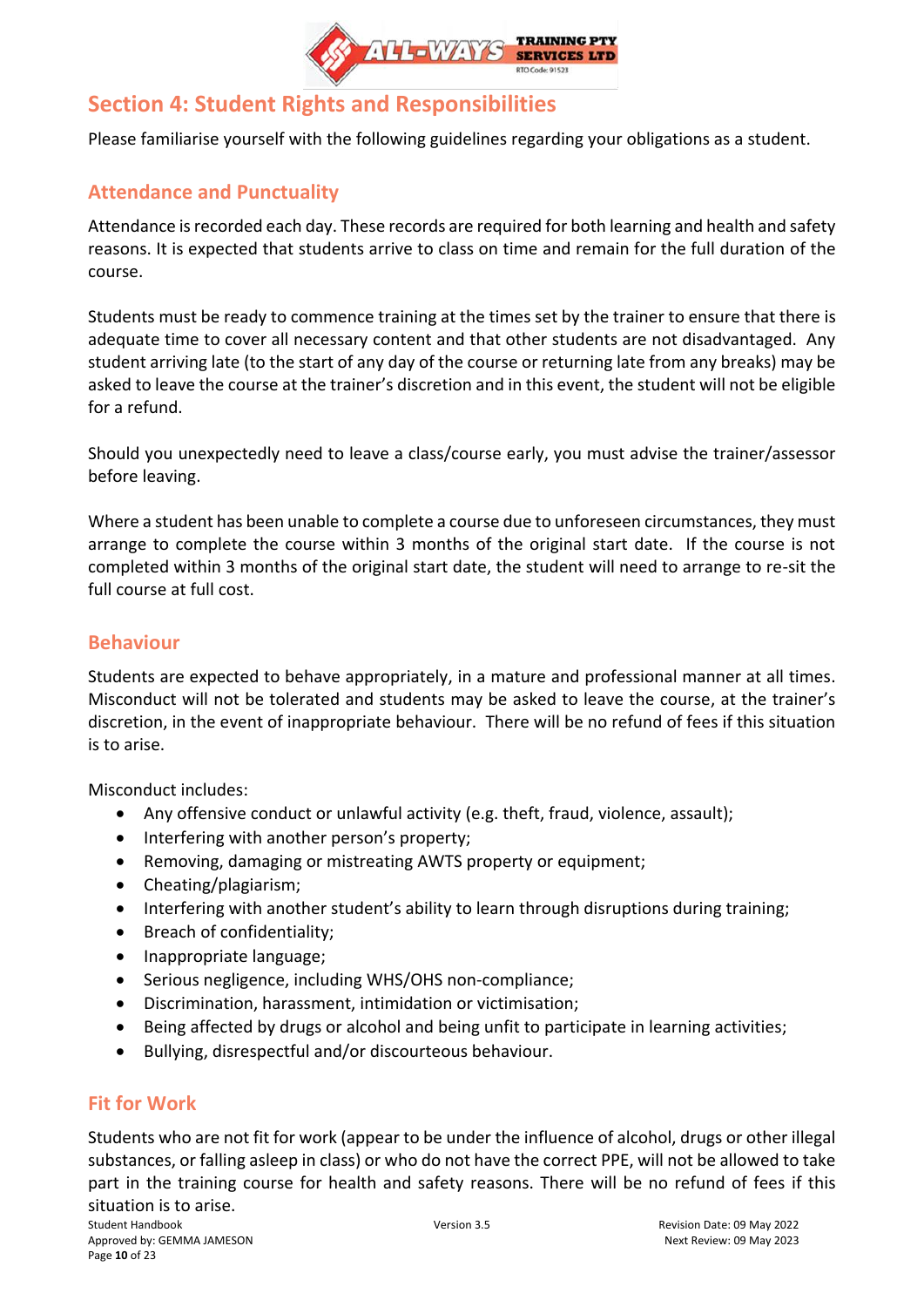## Section 4: Student Rights and Responsibilities

Please familiarise yourself with the following guidelines regarding your obligations as a student.

### Attendance and Punctuality

Attendance is recorded each day. These records are required for both learning and health and safety reasons. It is expected that students arrive to class on time and remain for the full duration of the course.

Students must be ready to commence training at the times set by the trainer to ensure that there is adequate time to cover all necessary content and that other students are not disadvantaged. Any student arriving late (to the start of any day of the course or returning late from any breaks) may be asked to leave the course at the trainer's discretion and in this event, the student will not be eligible for a refund.

Should you unexpectedly need to leave a class/course early, you must advise the trainer/assessor before leaving.

Where a student has been unable to complete a course due to unforeseen circumstances, they must arrange to complete the course within 3 months of the original start date. If the course is not completed within 3 months of the original start date, the student will need to arrange to re-sit the full course at full cost.

### Behaviour

Students are expected to behave appropriately, in a mature and professional manner at all times. Misconduct will not be tolerated and students may be asked to leave the course, at the trainer's discretion, in the event of inappropriate behaviour. There will be no refund of fees if this situation is to arise.

Misconduct includes:

- Any offensive conduct or unlawful activity (e.g. theft, fraud, violence, assault);
- Interfering with another person's property;
- Removing, damaging or mistreating AWTS property or equipment;
- Cheating/plagiarism;
- Interfering with another student's ability to learn through disruptions during training;
- Breach of confidentiality;
- Inappropriate language;
- Serious negligence, including WHS/OHS non-compliance;
- Discrimination, harassment, intimidation or victimisation;
- Being affected by drugs or alcohol and being unfit to participate in learning activities;
- Bullying, disrespectful and/or discourteous behaviour.

### Fit for Work

Students who are not fit for work (appear to be under the influence of alcohol, drugs or other illegal substances, or falling asleep in class) or who do not have the correct PPE, will not be allowed to take part in the training course for health and safety reasons. There will be no refund of fees if this situation is to arise.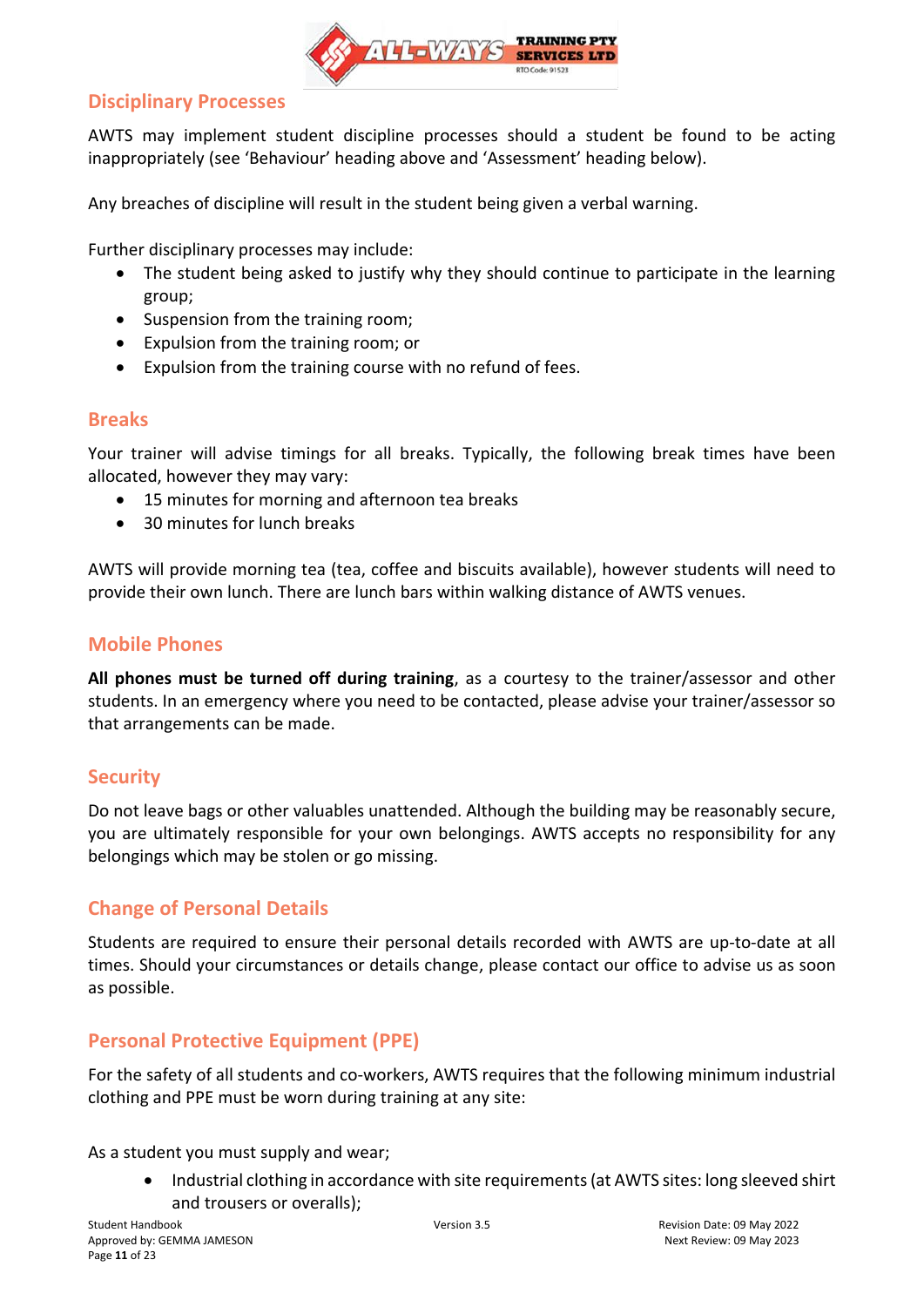## Disciplinary Processes

AWTS may implement student discipline processes should a student be found to be acting inappropriately (see 'Behaviour' heading above and 'Assessment' heading below).

Any breaches of discipline will result in the student being given a verbal warning.

Further disciplinary processes may include:

- The student being asked to justify why they should continue to participate in the learning group;
- Suspension from the training room;
- Expulsion from the training room; or
- Expulsion from the training course with no refund of fees.

## Breaks

Your trainer will advise timings for all breaks. Typically, the following break times have been allocated, however they may vary:

- 15 minutes for morning and afternoon tea breaks
- 30 minutes for lunch breaks

AWTS will provide morning tea (tea, coffee and biscuits available), however students will need to provide their own lunch. There are lunch bars within walking distance of AWTS venues.

## Mobile Phones

**All phones must be turned off during training**, as a courtesy to the trainer/assessor and other students. In an emergency where you need to be contacted, please advise your trainer/assessor so that arrangements can be made.

## Security

Do not leave bags or other valuables unattended. Although the building may be reasonably secure, you are ultimately responsible for your own belongings. AWTS accepts no responsibility for any belongings which may be stolen or go missing.

## Change of Personal Details

Students are required to ensure their personal details recorded with AWTS are up-to-date at all times. Should your circumstances or details change, please contact our office to advise us as soon as possible.

## Personal Protective Equipment (PPE)

For the safety of all students and co-workers, AWTS requires that the following minimum industrial clothing and PPE must be worn during training at any site:

As a student you must supply and wear;

- Industrial clothing in accordance with site requirements (at AWTS sites: long sleeved shirt and trousers or overalls);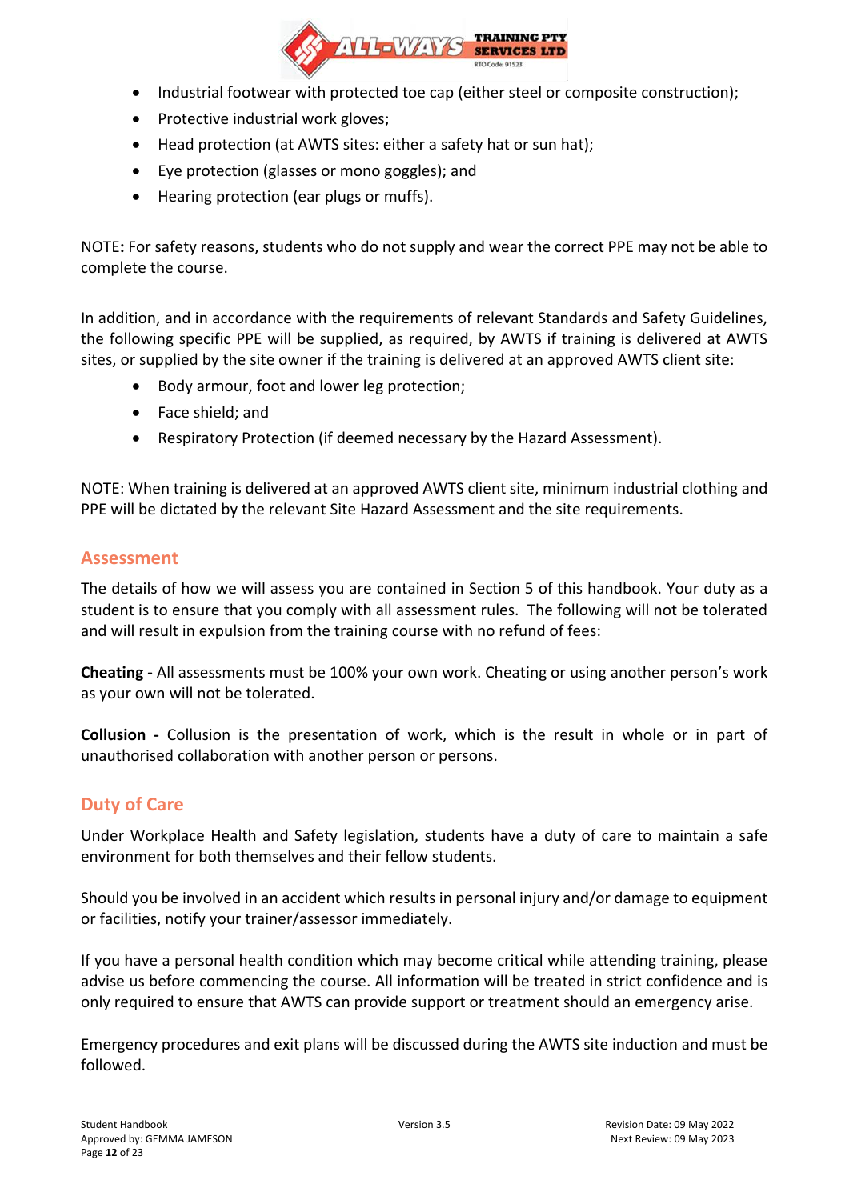- Industrial footwear with protected toe cap (either steel or composite construction);
- Protective industrial work gloves;
- Head protection (at AWTS sites: either a safety hat or sun hat);
- Eye protection (glasses or mono goggles); and
- Hearing protection (ear plugs or muffs).

NOTE**:** For safety reasons, students who do not supply and wear the correct PPE may not be able to complete the course.

In addition, and in accordance with the requirements of relevant Standards and Safety Guidelines, the following specific PPE will be supplied, as required, by AWTS if training is delivered at AWTS sites, or supplied by the site owner if the training is delivered at an approved AWTS client site:

- Body armour, foot and lower leg protection;
- Face shield; and
- Respiratory Protection (if deemed necessary by the Hazard Assessment).

NOTE: When training is delivered at an approved AWTS client site, minimum industrial clothing and PPE will be dictated by the relevant Site Hazard Assessment and the site requirements.

## Assessment

The details of how we will assess you are contained in Section 5 of this handbook. Your duty as a student is to ensure that you comply with all assessment rules. The following will not be tolerated and will result in expulsion from the training course with no refund of fees:

**Cheating -** All assessments must be 100% your own work. Cheating or using another person's work as your own will not be tolerated.

**Collusion -** Collusion is the presentation of work, which is the result in whole or in part of unauthorised collaboration with another person or persons.

## Duty of Care

Under Workplace Health and Safety legislation, students have a duty of care to maintain a safe environment for both themselves and their fellow students.

Should you be involved in an accident which results in personal injury and/or damage to equipment or facilities, notify your trainer/assessor immediately.

If you have a personal health condition which may become critical while attending training, please advise us before commencing the course. All information will be treated in strict confidence and is only required to ensure that AWTS can provide support or treatment should an emergency arise.

Emergency procedures and exit plans will be discussed during the AWTS site induction and must be followed.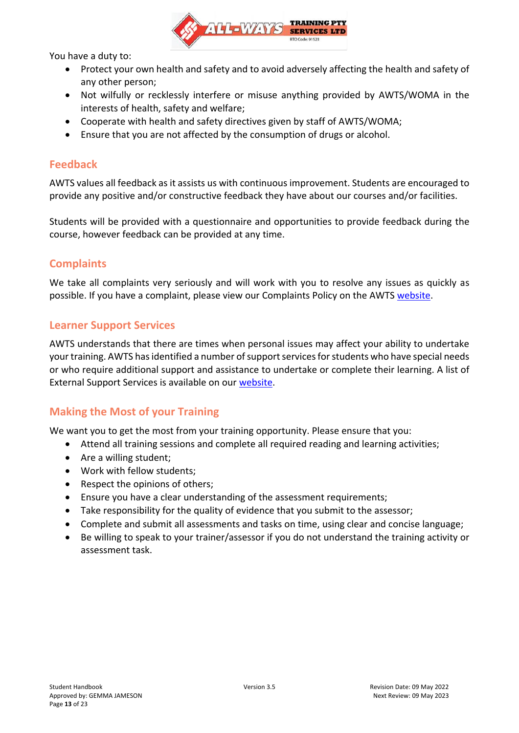You have a duty to:

- Protect your own health and safety and to avoid adversely affecting the health and safety of any other person;
- Not wilfully or recklessly interfere or misuse anything provided by AWTS/WOMA in the interests of health, safety and welfare;
- Cooperate with health and safety directives given by staff of AWTS/WOMA;
- Ensure that you are not affected by the consumption of drugs or alcohol.

## Feedback

AWTS values all feedback as it assists us with continuous improvement. Students are encouraged to provide any positive and/or constructive feedback they have about our courses and/or facilities.

Students will be provided with a questionnaire and opportunities to provide feedback during the course, however feedback can be provided at any time.

## Complaints

We take all complaints very seriously and will work with you to resolve any issues as quickly as possible. If you have a complaint, please view our Complaints Policy on the AWTS website.

## Learner Support Services

AWTS understands that there are times when personal issues may affect your ability to undertake your training. AWTS has identified a number of support services for students who have special needs or who require additional support and assistance to undertake or complete their learning. A list of External Support Services is available on our website.

## Making the Most of your Training

We want you to get the most from your training opportunity. Please ensure that you:

- Attend all training sessions and complete all required reading and learning activities;
- Are a willing student;
- Work with fellow students;
- Respect the opinions of others;
- Ensure you have a clear understanding of the assessment requirements;
- Take responsibility for the quality of evidence that you submit to the assessor;
- Complete and submit all assessments and tasks on time, using clear and concise language;
- Be willing to speak to your trainer/assessor if you do not understand the training activity or assessment task.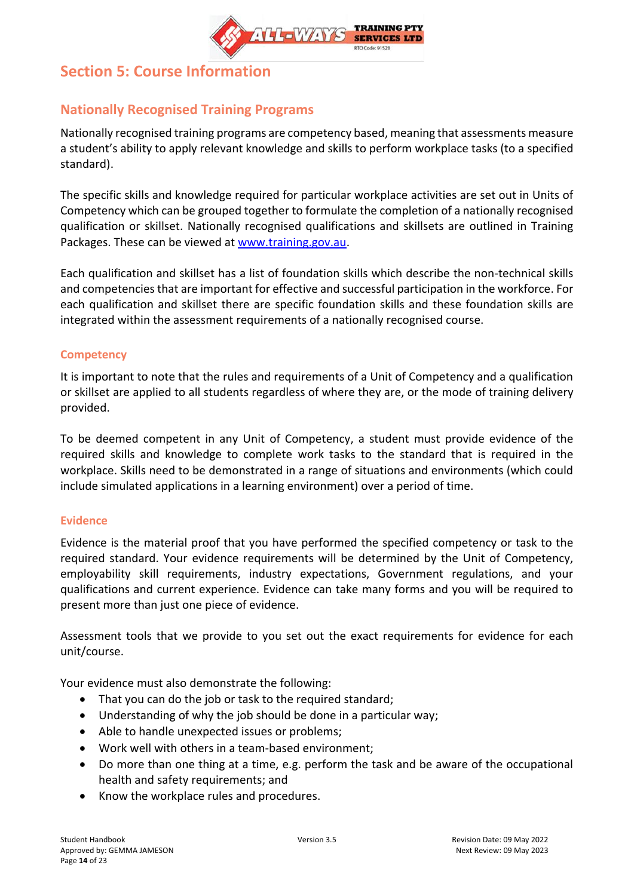# Section 5: Course Information

## Nationally Recognised Training Programs

Nationally recognised training programs are competency based, meaning that assessments measure a student's ability to apply relevant knowledge and skills to perform workplace tasks (to a specified standard).

The specific skills and knowledge required for particular workplace activities are set out in Units of Competency which can be grouped together to formulate the completion of a nationally recognised qualification or skillset. Nationally recognised qualifications and skillsets are outlined in Training Packages. These can be viewed at www.training.gov.au.

Each qualification and skillset has a list of foundation skills which describe the non-technical skills and competencies that are important for effective and successful participation in the workforce. For each qualification and skillset there are specific foundation skills and these foundation skills are integrated within the assessment requirements of a nationally recognised course.

### Competency

It is important to note that the rules and requirements of a Unit of Competency and a qualification or skillset are applied to all students regardless of where they are, or the mode of training delivery provided.

To be deemed competent in any Unit of Competency, a student must provide evidence of the required skills and knowledge to complete work tasks to the standard that is required in the workplace. Skills need to be demonstrated in a range of situations and environments (which could include simulated applications in a learning environment) over a period of time.

### Evidence

Evidence is the material proof that you have performed the specified competency or task to the required standard. Your evidence requirements will be determined by the Unit of Competency, employability skill requirements, industry expectations, Government regulations, and your qualifications and current experience. Evidence can take many forms and you will be required to present more than just one piece of evidence.

Assessment tools that we provide to you set out the exact requirements for evidence for each unit/course.

Your evidence must also demonstrate the following:

- That you can do the job or task to the required standard;
- Understanding of why the job should be done in a particular way;
- Able to handle unexpected issues or problems;
- Work well with others in a team-based environment;
- Do more than one thing at a time, e.g. perform the task and be aware of the occupational health and safety requirements; and
- Know the workplace rules and procedures.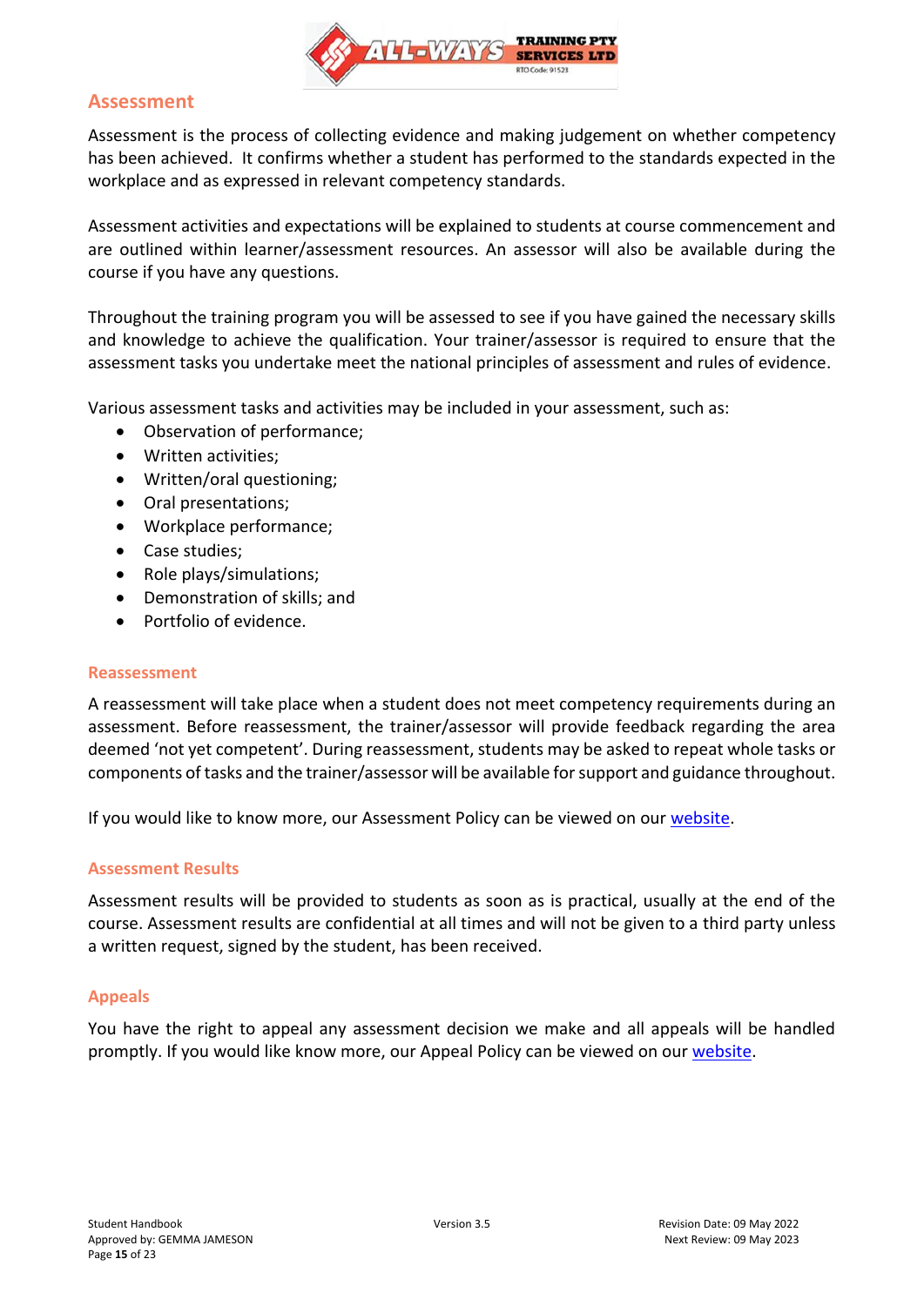## Assessment

Assessment is the process of collecting evidence and making judgement on whether competency has been achieved. It confirms whether a student has performed to the standards expected in the workplace and as expressed in relevant competency standards.

Assessment activities and expectations will be explained to students at course commencement and are outlined within learner/assessment resources. An assessor will also be available during the course if you have any questions.

Throughout the training program you will be assessed to see if you have gained the necessary skills and knowledge to achieve the qualification. Your trainer/assessor is required to ensure that the assessment tasks you undertake meet the national principles of assessment and rules of evidence.

Various assessment tasks and activities may be included in your assessment, such as:

- Observation of performance;
- Written activities;
- Written/oral questioning;
- Oral presentations;
- Workplace performance;
- Case studies;
- Role plays/simulations;
- Demonstration of skills; and
- Portfolio of evidence.

### Reassessment

A reassessment will take place when a student does not meet competency requirements during an assessment. Before reassessment, the trainer/assessor will provide feedback regarding the area deemed 'not yet competent'. During reassessment, students may be asked to repeat whole tasks or components of tasks and the trainer/assessor will be available for support and guidance throughout.

If you would like to know more, our Assessment Policy can be viewed on our website.

### Assessment Results

Assessment results will be provided to students as soon as is practical, usually at the end of the course. Assessment results are confidential at all times and will not be given to a third party unless a written request, signed by the student, has been received.

### Appeals

You have the right to appeal any assessment decision we make and all appeals will be handled promptly. If you would like know more, our Appeal Policy can be viewed on our website.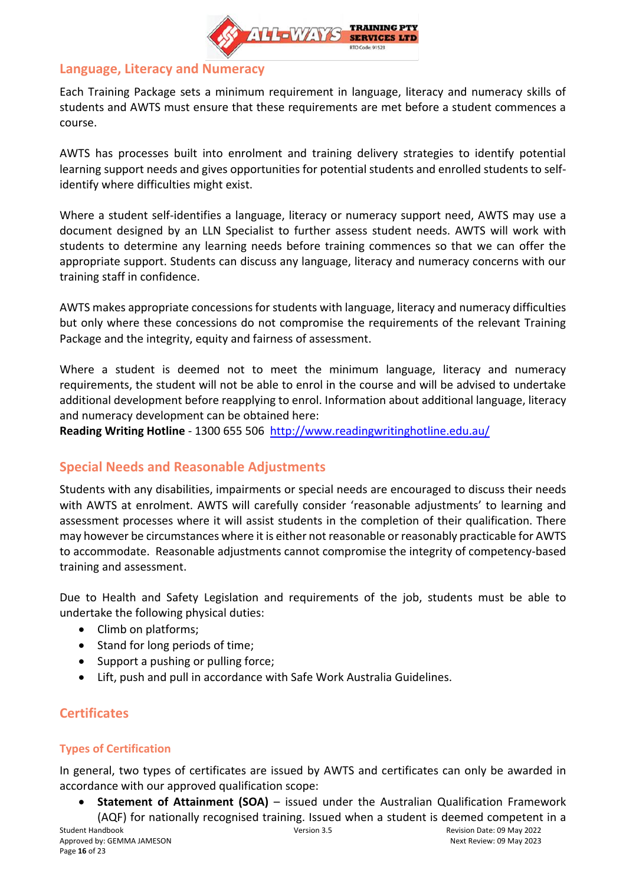## Language, Literacy and Numeracy

Each Training Package sets a minimum requirement in language, literacy and numeracy skills of students and AWTS must ensure that these requirements are met before a student commences a course.

AWTS has processes built into enrolment and training delivery strategies to identify potential learning support needs and gives opportunities for potential students and enrolled students to self-identify where difficulties might exist.

Where a student self-identifies a language, literacy or numeracy support need, AWTS may use a document designed by an LLN Specialist to further assess student needs. AWTS will work with students to determine any learning needs before training commences so that we can offer the appropriate support. Students can discuss any language, literacy and numeracy concerns with our training staff in confidence.

AWTS makes appropriate concessions for students with language, literacy and numeracy difficulties but only where these concessions do not compromise the requirements of the relevant Training Package and the integrity, equity and fairness of assessment.

Where a student is deemed not to meet the minimum language, literacy and numeracy requirements, the student will not be able to enrol in the course and will be advised to undertake additional development before reapplying to enrol. Information about additional language, literacy and numeracy development can be obtained here:
**Reading Writing Hotline** - 1300 655 506 [http://www.readingwritinghotline.edu.au/](http://www.readingwritinghotline.edu.au/)

## Special Needs and Reasonable Adjustments

Students with any disabilities, impairments or special needs are encouraged to discuss their needs with AWTS at enrolment. AWTS will carefully consider 'reasonable adjustments' to learning and assessment processes where it will assist students in the completion of their qualification. There may however be circumstances where it is either not reasonable or reasonably practicable for AWTS to accommodate. Reasonable adjustments cannot compromise the integrity of competency-based training and assessment.

Due to Health and Safety Legislation and requirements of the job, students must be able to undertake the following physical duties:

- Climb on platforms;
- Stand for long periods of time;
- Support a pushing or pulling force;
- Lift, push and pull in accordance with Safe Work Australia Guidelines.

## Certificates

### Types of Certification

In general, two types of certificates are issued by AWTS and certificates can only be awarded in accordance with our approved qualification scope:

- **Statement of Attainment (SOA)** – issued under the Australian Qualification Framework (AQF) for nationally recognised training. Issued when a student is deemed competent in a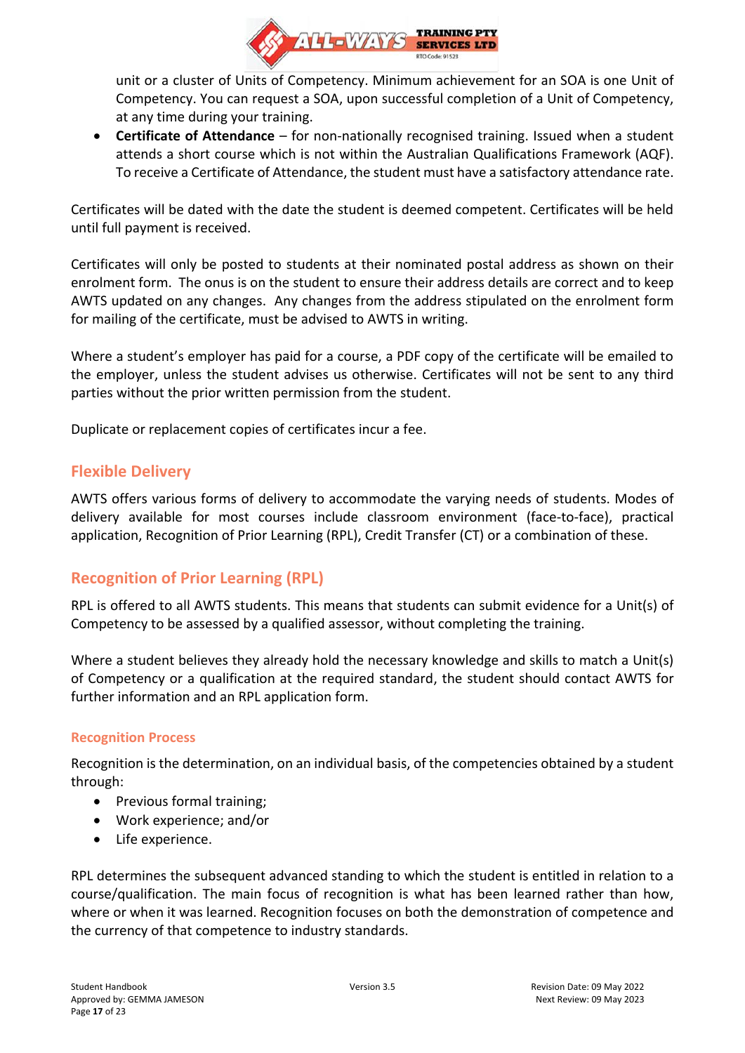unit or a cluster of Units of Competency. Minimum achievement for an SOA is one Unit of Competency. You can request a SOA, upon successful completion of a Unit of Competency, at any time during your training.

- **Certificate of Attendance** – for non-nationally recognised training. Issued when a student attends a short course which is not within the Australian Qualifications Framework (AQF). To receive a Certificate of Attendance, the student must have a satisfactory attendance rate.

Certificates will be dated with the date the student is deemed competent. Certificates will be held until full payment is received.

Certificates will only be posted to students at their nominated postal address as shown on their enrolment form. The onus is on the student to ensure their address details are correct and to keep AWTS updated on any changes. Any changes from the address stipulated on the enrolment form for mailing of the certificate, must be advised to AWTS in writing.

Where a student's employer has paid for a course, a PDF copy of the certificate will be emailed to the employer, unless the student advises us otherwise. Certificates will not be sent to any third parties without the prior written permission from the student.

Duplicate or replacement copies of certificates incur a fee.

## Flexible Delivery

AWTS offers various forms of delivery to accommodate the varying needs of students. Modes of delivery available for most courses include classroom environment (face-to-face), practical application, Recognition of Prior Learning (RPL), Credit Transfer (CT) or a combination of these.

## Recognition of Prior Learning (RPL)

RPL is offered to all AWTS students. This means that students can submit evidence for a Unit(s) of Competency to be assessed by a qualified assessor, without completing the training.

Where a student believes they already hold the necessary knowledge and skills to match a Unit(s) of Competency or a qualification at the required standard, the student should contact AWTS for further information and an RPL application form.

### Recognition Process

Recognition is the determination, on an individual basis, of the competencies obtained by a student through:

- Previous formal training;
- Work experience; and/or
- Life experience.

RPL determines the subsequent advanced standing to which the student is entitled in relation to a course/qualification. The main focus of recognition is what has been learned rather than how, where or when it was learned. Recognition focuses on both the demonstration of competence and the currency of that competence to industry standards.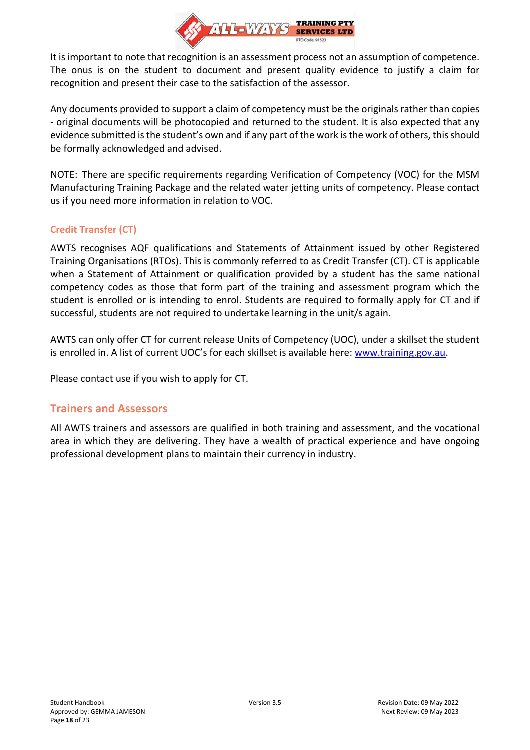It is important to note that recognition is an assessment process not an assumption of competence. The onus is on the student to document and present quality evidence to justify a claim for recognition and present their case to the satisfaction of the assessor.

Any documents provided to support a claim of competency must be the originals rather than copies - original documents will be photocopied and returned to the student. It is also expected that any evidence submitted is the student's own and if any part of the work is the work of others, this should be formally acknowledged and advised.

NOTE: There are specific requirements regarding Verification of Competency (VOC) for the MSM Manufacturing Training Package and the related water jetting units of competency. Please contact us if you need more information in relation to VOC.

### Credit Transfer (CT)

AWTS recognises AQF qualifications and Statements of Attainment issued by other Registered Training Organisations (RTOs). This is commonly referred to as Credit Transfer (CT). CT is applicable when a Statement of Attainment or qualification provided by a student has the same national competency codes as those that form part of the training and assessment program which the student is enrolled or is intending to enrol. Students are required to formally apply for CT and if successful, students are not required to undertake learning in the unit/s again.

AWTS can only offer CT for current release Units of Competency (UOC), under a skillset the student is enrolled in. A list of current UOC's for each skillset is available here: [www.training.gov.au](http://www.training.gov.au).

Please contact use if you wish to apply for CT.

## Trainers and Assessors

All AWTS trainers and assessors are qualified in both training and assessment, and the vocational area in which they are delivering. They have a wealth of practical experience and have ongoing professional development plans to maintain their currency in industry.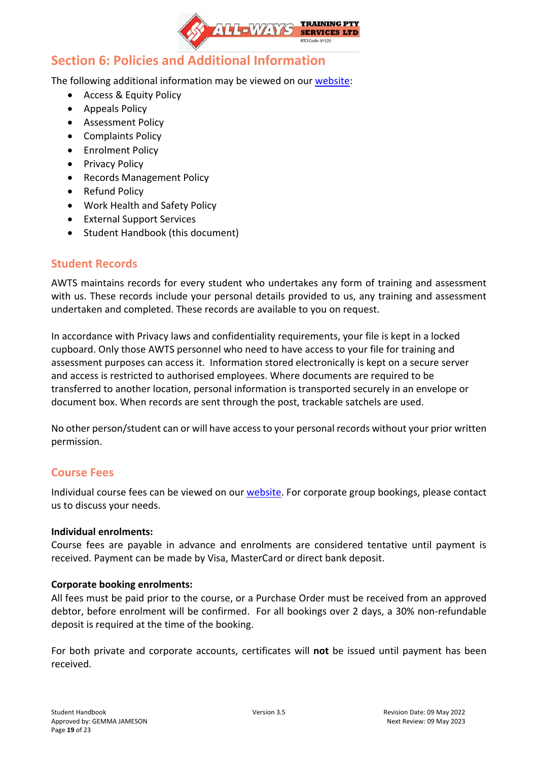## Section 6: Policies and Additional Information

The following additional information may be viewed on our website:

- Access & Equity Policy
- Appeals Policy
- Assessment Policy
- Complaints Policy
- Enrolment Policy
- Privacy Policy
- Records Management Policy
- Refund Policy
- Work Health and Safety Policy
- External Support Services
- Student Handbook (this document)

### Student Records

AWTS maintains records for every student who undertakes any form of training and assessment with us. These records include your personal details provided to us, any training and assessment undertaken and completed. These records are available to you on request.

In accordance with Privacy laws and confidentiality requirements, your file is kept in a locked cupboard. Only those AWTS personnel who need to have access to your file for training and assessment purposes can access it. Information stored electronically is kept on a secure server and access is restricted to authorised employees. Where documents are required to be transferred to another location, personal information is transported securely in an envelope or document box. When records are sent through the post, trackable satchels are used.

No other person/student can or will have access to your personal records without your prior written permission.

### Course Fees

Individual course fees can be viewed on our website. For corporate group bookings, please contact us to discuss your needs.

**Individual enrolments:**
Course fees are payable in advance and enrolments are considered tentative until payment is received. Payment can be made by Visa, MasterCard or direct bank deposit.

**Corporate booking enrolments:**
All fees must be paid prior to the course, or a Purchase Order must be received from an approved debtor, before enrolment will be confirmed. For all bookings over 2 days, a 30% non-refundable deposit is required at the time of the booking.

For both private and corporate accounts, certificates will **not** be issued until payment has been received.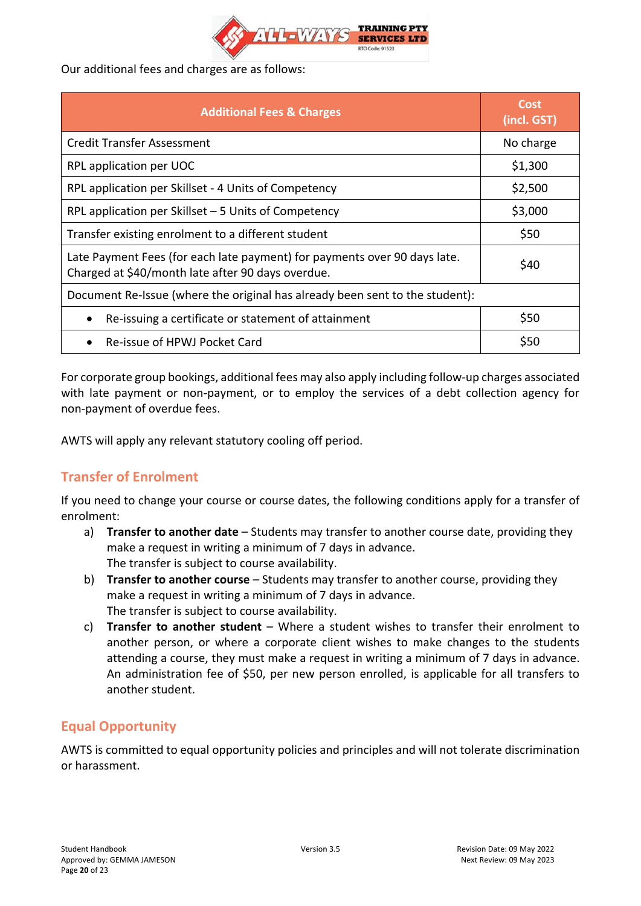Our additional fees and charges are as follows:

| Additional Fees & Charges | Cost (incl. GST) |
| --- | --- |
| Credit Transfer Assessment | No charge |
| RPL application per UOC | $1,300 |
| RPL application per Skillset - 4 Units of Competency | $2,500 |
| RPL application per Skillset – 5 Units of Competency | $3,000 |
| Transfer existing enrolment to a different student | $50 |
| Late Payment Fees (for each late payment) for payments over 90 days late. Charged at $40/month late after 90 days overdue. | $40 |
| Document Re-Issue (where the original has already been sent to the student): | |
| • Re-issuing a certificate or statement of attainment | $50 |
| • Re-issue of HPWJ Pocket Card | $50 |

For corporate group bookings, additional fees may also apply including follow-up charges associated with late payment or non-payment, or to employ the services of a debt collection agency for non-payment of overdue fees.

AWTS will apply any relevant statutory cooling off period.

## Transfer of Enrolment

If you need to change your course or course dates, the following conditions apply for a transfer of enrolment:

a) **Transfer to another date** – Students may transfer to another course date, providing they make a request in writing a minimum of 7 days in advance.
The transfer is subject to course availability.

b) **Transfer to another course** – Students may transfer to another course, providing they make a request in writing a minimum of 7 days in advance.
The transfer is subject to course availability.

c) **Transfer to another student** – Where a student wishes to transfer their enrolment to another person, or where a corporate client wishes to make changes to the students attending a course, they must make a request in writing a minimum of 7 days in advance. An administration fee of $50, per new person enrolled, is applicable for all transfers to another student.

## Equal Opportunity

AWTS is committed to equal opportunity policies and principles and will not tolerate discrimination or harassment.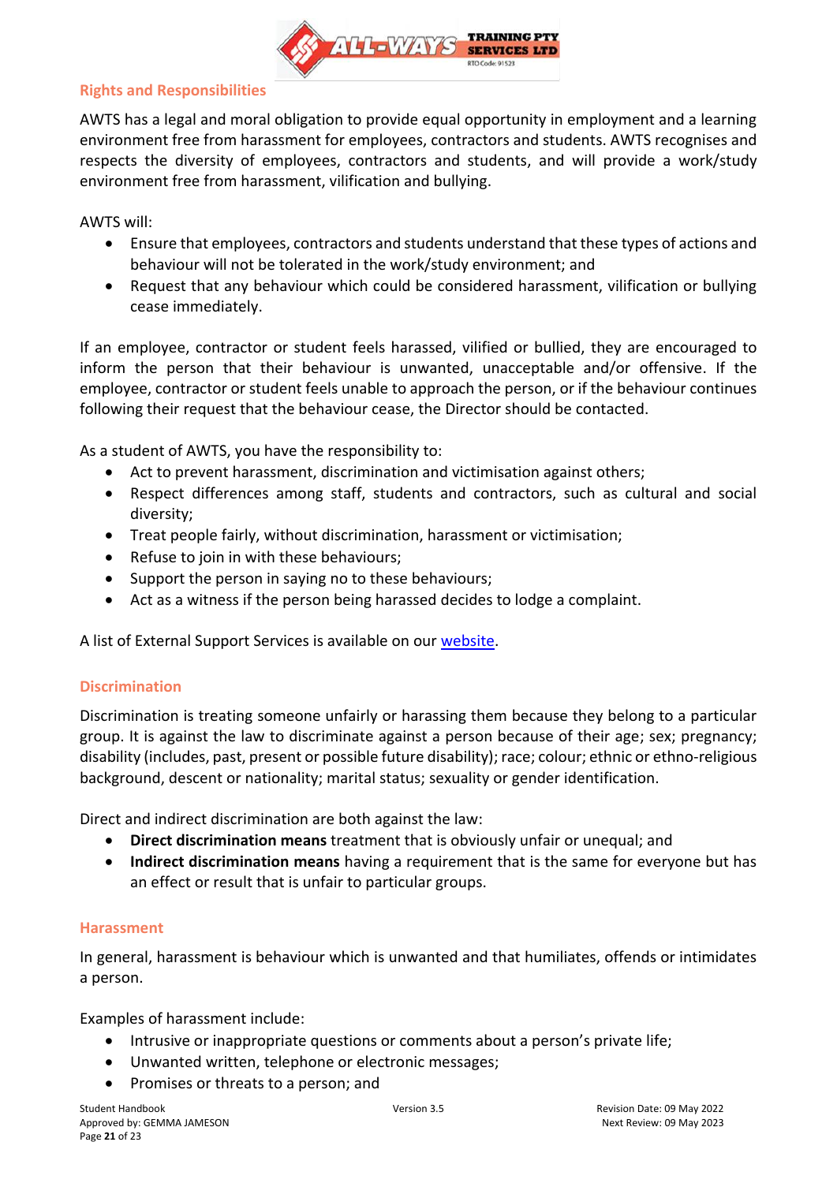## Rights and Responsibilities

AWTS has a legal and moral obligation to provide equal opportunity in employment and a learning environment free from harassment for employees, contractors and students. AWTS recognises and respects the diversity of employees, contractors and students, and will provide a work/study environment free from harassment, vilification and bullying.

AWTS will:

- Ensure that employees, contractors and students understand that these types of actions and behaviour will not be tolerated in the work/study environment; and
- Request that any behaviour which could be considered harassment, vilification or bullying cease immediately.

If an employee, contractor or student feels harassed, vilified or bullied, they are encouraged to inform the person that their behaviour is unwanted, unacceptable and/or offensive. If the employee, contractor or student feels unable to approach the person, or if the behaviour continues following their request that the behaviour cease, the Director should be contacted.

As a student of AWTS, you have the responsibility to:

- Act to prevent harassment, discrimination and victimisation against others;
- Respect differences among staff, students and contractors, such as cultural and social diversity;
- Treat people fairly, without discrimination, harassment or victimisation;
- Refuse to join in with these behaviours;
- Support the person in saying no to these behaviours;
- Act as a witness if the person being harassed decides to lodge a complaint.

A list of External Support Services is available on our website.

## Discrimination

Discrimination is treating someone unfairly or harassing them because they belong to a particular group. It is against the law to discriminate against a person because of their age; sex; pregnancy; disability (includes, past, present or possible future disability); race; colour; ethnic or ethno-religious background, descent or nationality; marital status; sexuality or gender identification.

Direct and indirect discrimination are both against the law:

- **Direct discrimination means** treatment that is obviously unfair or unequal; and
- **Indirect discrimination means** having a requirement that is the same for everyone but has an effect or result that is unfair to particular groups.

## Harassment

In general, harassment is behaviour which is unwanted and that humiliates, offends or intimidates a person.

Examples of harassment include:

- Intrusive or inappropriate questions or comments about a person's private life;
- Unwanted written, telephone or electronic messages;
- Promises or threats to a person; and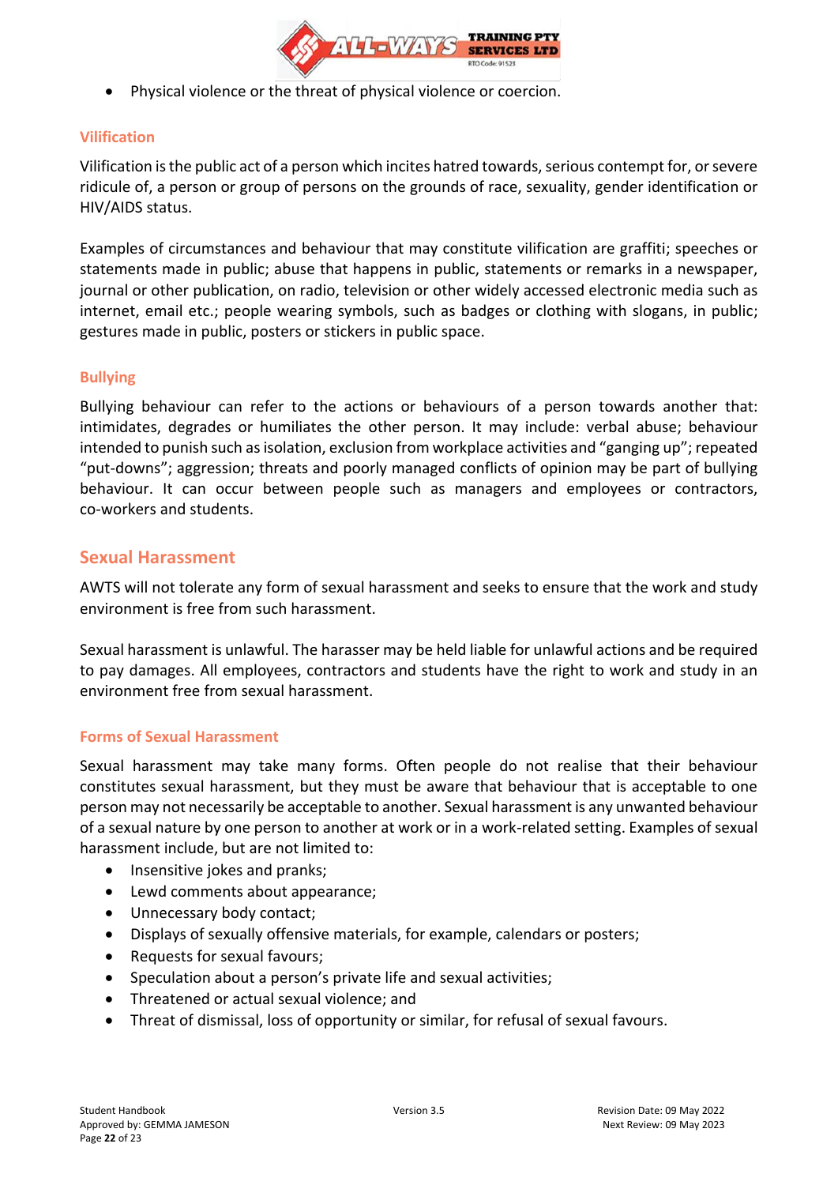- Physical violence or the threat of physical violence or coercion.

### Vilification

Vilification is the public act of a person which incites hatred towards, serious contempt for, or severe ridicule of, a person or group of persons on the grounds of race, sexuality, gender identification or HIV/AIDS status.

Examples of circumstances and behaviour that may constitute vilification are graffiti; speeches or statements made in public; abuse that happens in public, statements or remarks in a newspaper, journal or other publication, on radio, television or other widely accessed electronic media such as internet, email etc.; people wearing symbols, such as badges or clothing with slogans, in public; gestures made in public, posters or stickers in public space.

### Bullying

Bullying behaviour can refer to the actions or behaviours of a person towards another that: intimidates, degrades or humiliates the other person. It may include: verbal abuse; behaviour intended to punish such as isolation, exclusion from workplace activities and "ganging up"; repeated "put-downs"; aggression; threats and poorly managed conflicts of opinion may be part of bullying behaviour. It can occur between people such as managers and employees or contractors, co-workers and students.

## Sexual Harassment

AWTS will not tolerate any form of sexual harassment and seeks to ensure that the work and study environment is free from such harassment.

Sexual harassment is unlawful. The harasser may be held liable for unlawful actions and be required to pay damages. All employees, contractors and students have the right to work and study in an environment free from sexual harassment.

### Forms of Sexual Harassment

Sexual harassment may take many forms. Often people do not realise that their behaviour constitutes sexual harassment, but they must be aware that behaviour that is acceptable to one person may not necessarily be acceptable to another. Sexual harassment is any unwanted behaviour of a sexual nature by one person to another at work or in a work-related setting. Examples of sexual harassment include, but are not limited to:

- Insensitive jokes and pranks;
- Lewd comments about appearance;
- Unnecessary body contact;
- Displays of sexually offensive materials, for example, calendars or posters;
- Requests for sexual favours;
- Speculation about a person's private life and sexual activities;
- Threatened or actual sexual violence; and
- Threat of dismissal, loss of opportunity or similar, for refusal of sexual favours.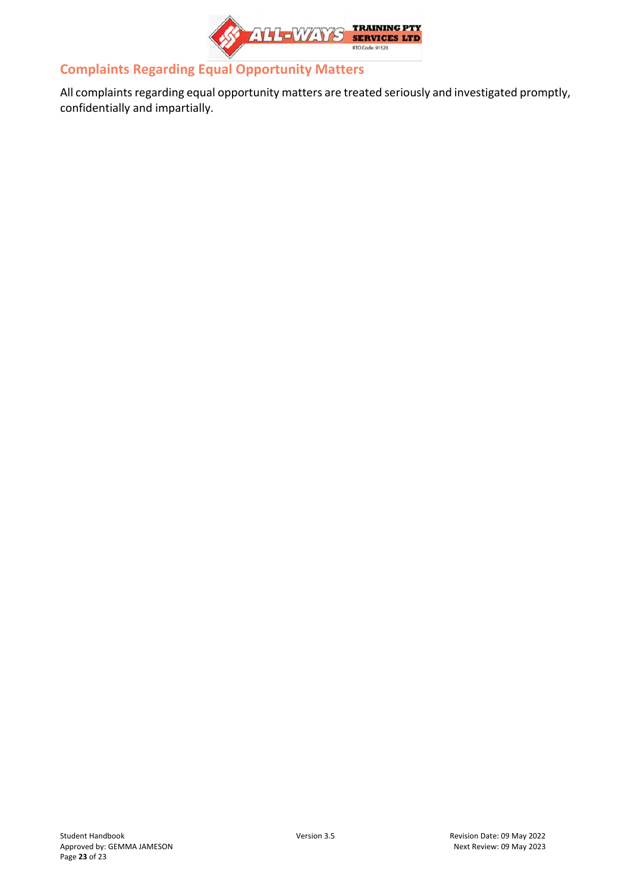## Complaints Regarding Equal Opportunity Matters

All complaints regarding equal opportunity matters are treated seriously and investigated promptly, confidentially and impartially.